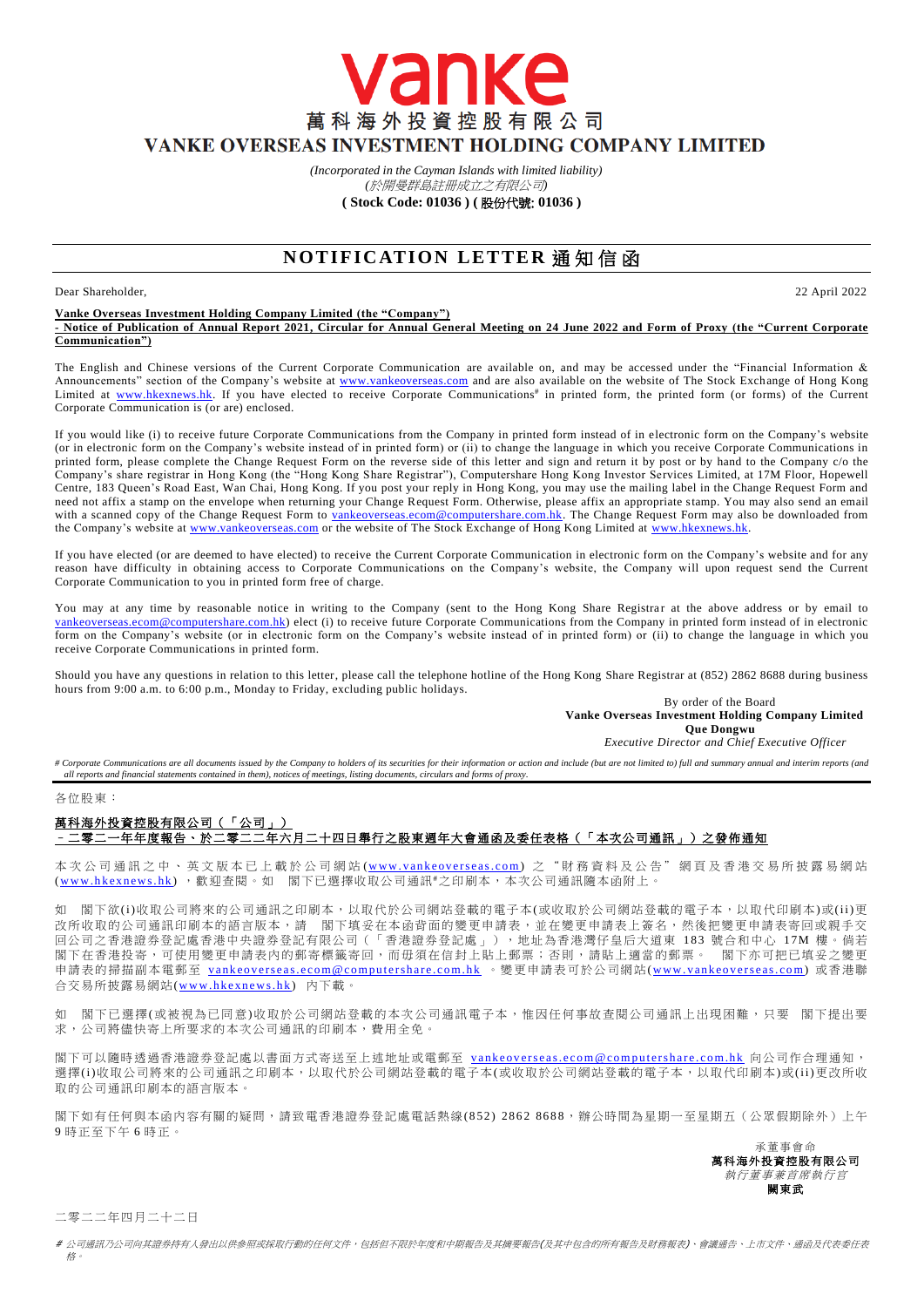# vanke

## 萬科海外投資控股有限公司

## VANKE OVERSEAS INVESTMENT HOLDING COMPANY LIMITED

*(Incorporated in the Cayman Islands with limited liability)*
*(於開曼群島註冊成立之有限公司)*
**( Stock Code: 01036 ) ( 股份代號: 01036 )**

## NOTIFICATION LETTER 通知信函

Dear Shareholder,

22 April 2022

**Vanke Overseas Investment Holding Company Limited (the "Company")**
**- Notice of Publication of Annual Report 2021, Circular for Annual General Meeting on 24 June 2022 and Form of Proxy (the "Current Corporate Communication")**

The English and Chinese versions of the Current Corporate Communication are available on, and may be accessed under the "Financial Information & Announcements" section of the Company's website at www.vankeoverseas.com and are also available on the website of The Stock Exchange of Hong Kong Limited at www.hkexnews.hk. If you have elected to receive Corporate Communications# in printed form, the printed form (or forms) of the Current Corporate Communication is (or are) enclosed.

If you would like (i) to receive future Corporate Communications from the Company in printed form instead of in electronic form on the Company's website (or in electronic form on the Company's website instead of in printed form) or (ii) to change the language in which you receive Corporate Communications in printed form, please complete the Change Request Form on the reverse side of this letter and sign and return it by post or by hand to the Company c/o the Company's share registrar in Hong Kong (the "Hong Kong Share Registrar"), Computershare Hong Kong Investor Services Limited, at 17M Floor, Hopewell Centre, 183 Queen's Road East, Wan Chai, Hong Kong. If you post your reply in Hong Kong, you may use the mailing label in the Change Request Form and need not affix a stamp on the envelope when returning your Change Request Form. Otherwise, please affix an appropriate stamp. You may also send an email with a scanned copy of the Change Request Form to vankeoverseas.ecom@computershare.com.hk. The Change Request Form may also be downloaded from the Company's website at www.vankeoverseas.com or the website of The Stock Exchange of Hong Kong Limited at www.hkexnews.hk.

If you have elected (or are deemed to have elected) to receive the Current Corporate Communication in electronic form on the Company's website and for any reason have difficulty in obtaining access to Corporate Communications on the Company's website, the Company will upon request send the Current Corporate Communication to you in printed form free of charge.

You may at any time by reasonable notice in writing to the Company (sent to the Hong Kong Share Registrar at the above address or by email to vankeoverseas.ecom@computershare.com.hk) elect (i) to receive future Corporate Communications from the Company in printed form instead of in electronic form on the Company's website (or in electronic form on the Company's website instead of in printed form) or (ii) to change the language in which you receive Corporate Communications in printed form.

Should you have any questions in relation to this letter, please call the telephone hotline of the Hong Kong Share Registrar at (852) 2862 8688 during business hours from 9:00 a.m. to 6:00 p.m., Monday to Friday, excluding public holidays.

By order of the Board
**Vanke Overseas Investment Holding Company Limited**
**Que Dongwu**
*Executive Director and Chief Executive Officer*

*# Corporate Communications are all documents issued by the Company to holders of its securities for their information or action and include (but are not limited to) full and summary annual and interim reports (and all reports and financial statements contained in them), notices of meetings, listing documents, circulars and forms of proxy.*

---

各位股東：

**萬科海外投資控股有限公司（「公司」）**
**－二零二一年年度報告、於二零二二年六月二十四日舉行之股東週年大會通函及委任表格（「本次公司通訊」）之發佈通知**

本次公司通訊之中、英文版本已上載於公司網站(www.vankeoverseas.com)之"財務資料及公告"網頁及香港交易所披露易網站(www.hkexnews.hk)，歡迎查閱。如 閣下已選擇收取公司通訊#之印刷本，本次公司通訊隨本函附上。

如 閣下欲(i)收取公司將來的公司通訊之印刷本，以取代於公司網站登載的電子本(或收取於公司網站登載的電子本，以取代印刷本)或(ii)更改所收取的公司通訊印刷本的語言版本，請 閣下填妥在本函背面的變更申請表，並在變更申請表上簽名，然後把變更申請表寄回或親手交回公司之香港證券登記處香港中央證券登記有限公司（「香港證券登記處」），地址為香港灣仔皇后大道東 183 號合和中心 17M 樓。倘若閣下在香港投寄，可使用變更申請表內的郵寄標籤寄回，而毋須在信封上貼上郵票；否則，請貼上適當的郵票。 閣下亦可把已填妥之變更申請表的掃描副本電郵至 vankeoverseas.ecom@computershare.com.hk 。變更申請表可於公司網站(www.vankeoverseas.com) 或香港聯合交易所披露易網站(www.hkexnews.hk) 內下載。

如 閣下已選擇(或被視為已同意)收取於公司網站登載的本次公司通訊電子本，惟因任何事故查閱公司通訊上出現困難，只要 閣下提出要求，公司將儘快寄上所要求的本次公司通訊的印刷本，費用全免。

閣下可以隨時透過香港證券登記處以書面方式寄送至上述地址或電郵至 vankeoverseas.ecom@computershare.com.hk 向公司作合理通知，選擇(i)收取公司將來的公司通訊之印刷本，以取代於公司網站登載的電子本(或收取於公司網站登載的電子本，以取代印刷本)或(ii)更改所收取的公司通訊印刷本的語言版本。

閣下如有任何與本函內容有關的疑問，請致電香港證券登記處電話熱線(852) 2862 8688，辦公時間為星期一至星期五（公眾假期除外）上午 9 時正至下午 6 時正。

承董事會命
**萬科海外投資控股有限公司**
*執行董事兼首席執行官*
**闕東武**

二零二二年四月二十二日

*# 公司通訊乃公司向其證券持有人發出以供參照或採取行動的任何文件，包括但不限於年度和中期報告及其摘要報告(及其中包含的所有報告及財務報表)、會議通告、上市文件、通函及代表委任表格。*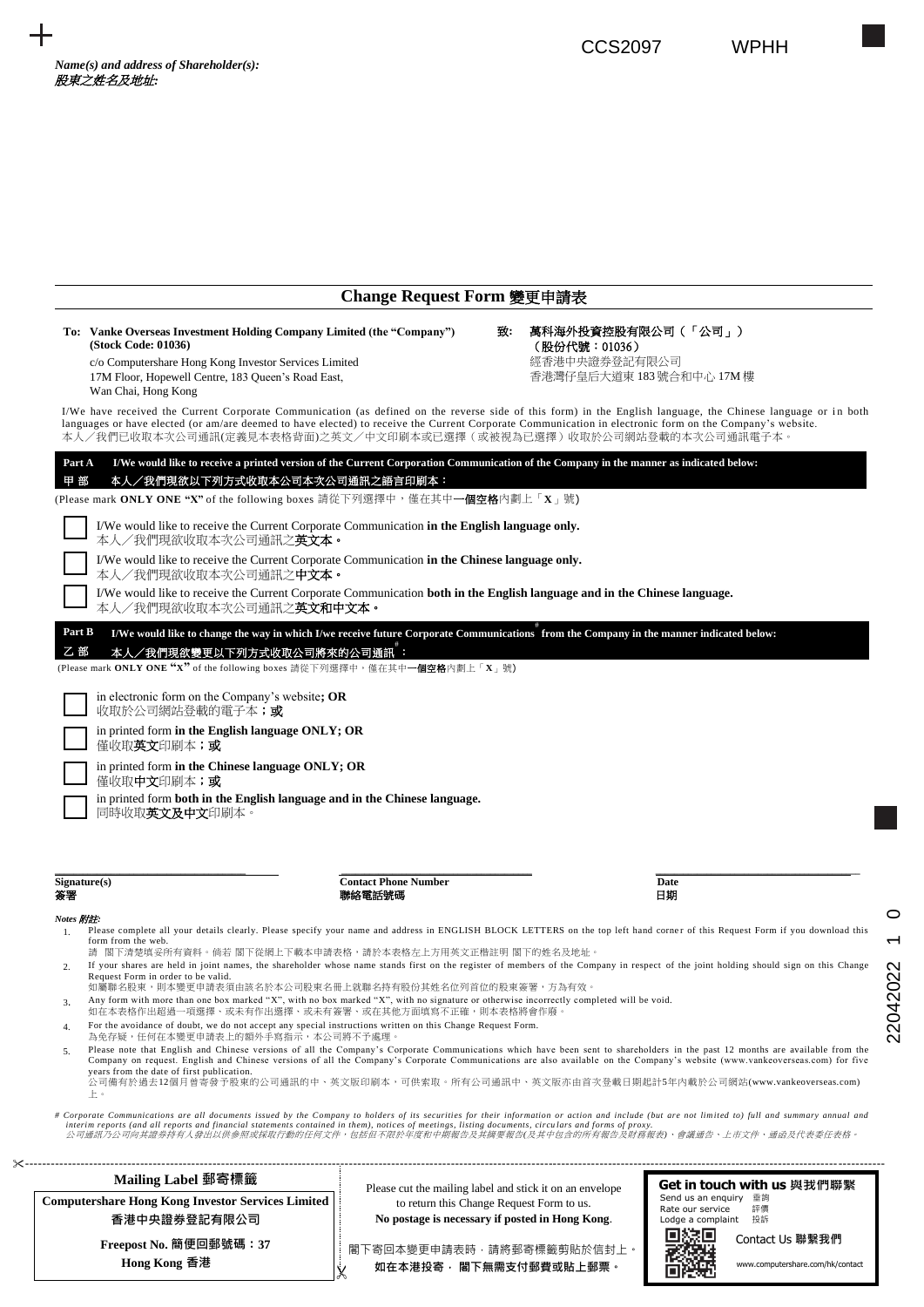CCS2097 WPHH

*Name(s) and address of Shareholder(s):*
*股東之姓名及地址:*

# Change Request Form 變更申請表

**To: Vanke Overseas Investment Holding Company Limited (the "Company") (Stock Code: 01036)**
c/o Computershare Hong Kong Investor Services Limited
17M Floor, Hopewell Centre, 183 Queen's Road East,
Wan Chai, Hong Kong

**致: 萬科海外投資控股有限公司（「公司」）（股份代號：01036）**
經香港中央證券登記有限公司
香港灣仔皇后大道東183號合和中心17M樓

I/We have received the Current Corporate Communication (as defined on the reverse side of this form) in the English language, the Chinese language or in both languages or have elected (or am/are deemed to have elected) to receive the Current Corporate Communication in electronic form on the Company's website.
本人／我們已收取本次公司通訊(定義見本表格背面)之英文／中文印刷本或已選擇（或被視為已選擇）收取於公司網站登載的本次公司通訊電子本。

**Part A I/We would like to receive a printed version of the Current Corporation Communication of the Company in the manner as indicated below:**
**甲部 本人／我們現欲以下列方式收取本公司本次公司通訊之語言印刷本：**

(Please mark **ONLY ONE "X"** of the following boxes 請從下列選擇中，僅在其中**一個空格**內劃上「**X**」號)

- ☐ I/We would like to receive the Current Corporate Communication **in the English language only.**
  本人／我們現欲收取本次公司通訊之**英文本。**
- ☐ I/We would like to receive the Current Corporate Communication **in the Chinese language only.**
  本人／我們現欲收取本次公司通訊之**中文本。**
- ☐ I/We would like to receive the Current Corporate Communication **both in the English language and in the Chinese language.**
  本人／我們現欲收取本次公司通訊之**英文和中文本。**

**Part B I/We would like to change the way in which I/we receive future Corporate Communications# from the Company in the manner indicated below:**
**乙部 本人／我們現欲變更以下列方式收取公司將來的公司通訊#：**

(Please mark **ONLY ONE "X"** of the following boxes 請從下列選擇中，僅在其中**一個空格**內劃上「**X**」號)

- ☐ in electronic form on the Company's website**; OR**
  收取於公司網站登載的電子本**；或**
- ☐ in printed form **in the English language ONLY; OR**
  僅收取**英文**印刷本**；或**
- ☐ in printed form **in the Chinese language ONLY; OR**
  僅收取**中文**印刷本**；或**
- ☐ in printed form **both in the English language and in the Chinese language.**
  同時收取**英文及中文**印刷本。

| Signature(s) 簽署 | Contact Phone Number 聯絡電話號碼 | Date 日期 |
|---|---|---|
| | | |

*Notes 附註:*

1. Please complete all your details clearly. Please specify your name and address in ENGLISH BLOCK LETTERS on the top left hand corner of this Request Form if you download this form from the web.
   請 閣下清楚填妥所有資料。倘若 閣下從網上下載本申請表格，請於本表格左上方用英文正楷註明 閣下的姓名及地址。
2. If your shares are held in joint names, the shareholder whose name stands first on the register of members of the Company in respect of the joint holding should sign on this Change Request Form in order to be valid.
   如屬聯名股東，則本變更申請表須由該名於本公司股東名冊上就聯名持有股份其姓名位列首位的股東簽署，方為有效。
3. Any form with more than one box marked "X", with no box marked "X", with no signature or otherwise incorrectly completed will be void.
   如在本表格作出超過一項選擇，或未有作出選擇、或未有簽署，或在其他方面填寫不正確，則本表格將會作廢。
4. For the avoidance of doubt, we do not accept any special instructions written on this Change Request Form.
   為免存疑，任何在本變更申請表上的額外手寫指示，本公司將不予處理。
5. Please note that English and Chinese versions of all the Company's Corporate Communications which have been sent to shareholders in the past 12 months are available from the Company on request. English and Chinese versions of all the Company's Corporate Communications are also available on the Company's website (www.vankeoverseas.com) for five years from the date of first publication.
   公司備有於過去12個月曾寄發予股東的公司通訊的中、英文版印刷本，可供索取。所有公司通訊中、英文版亦由首次登載日期起計5年內載於公司網站(www.vankeoverseas.com)上。

*# Corporate Communications are all documents issued by the Company to holders of its securities for their information or action and include (but are not limited to) full and summary annual and interim reports (and all reports and financial statements contained in them), notices of meetings, listing documents, circulars and forms of proxy.*
*公司通訊乃公司向其證券持有人發出以供參照或採取行動的任何文件，包括但不限於年度和中期報告及其摘要報告(及其中包含的所有報告及財務報表)、會議通告、上市文件、通函及代表委任表格。*

**Mailing Label 郵寄標籤**

**Computershare Hong Kong Investor Services Limited**
**香港中央證券登記有限公司**
**Freepost No. 簡便回郵號碼：37**
**Hong Kong 香港**

Please cut the mailing label and stick it on an envelope to return this Change Request Form to us.
**No postage is necessary if posted in Hong Kong.**
閣下寄回本變更申請表時，請將郵寄標籤剪貼於信封上。
**如在本港投寄， 閣下無需支付郵費或貼上郵票。**

**Get in touch with us 與我們聯繫**
Send us an enquiry 查詢
Rate our service 評價
Lodge a complaint 投訴
Contact Us 聯繫我們
www.computershare.com/hk/contact

22042022 1 0